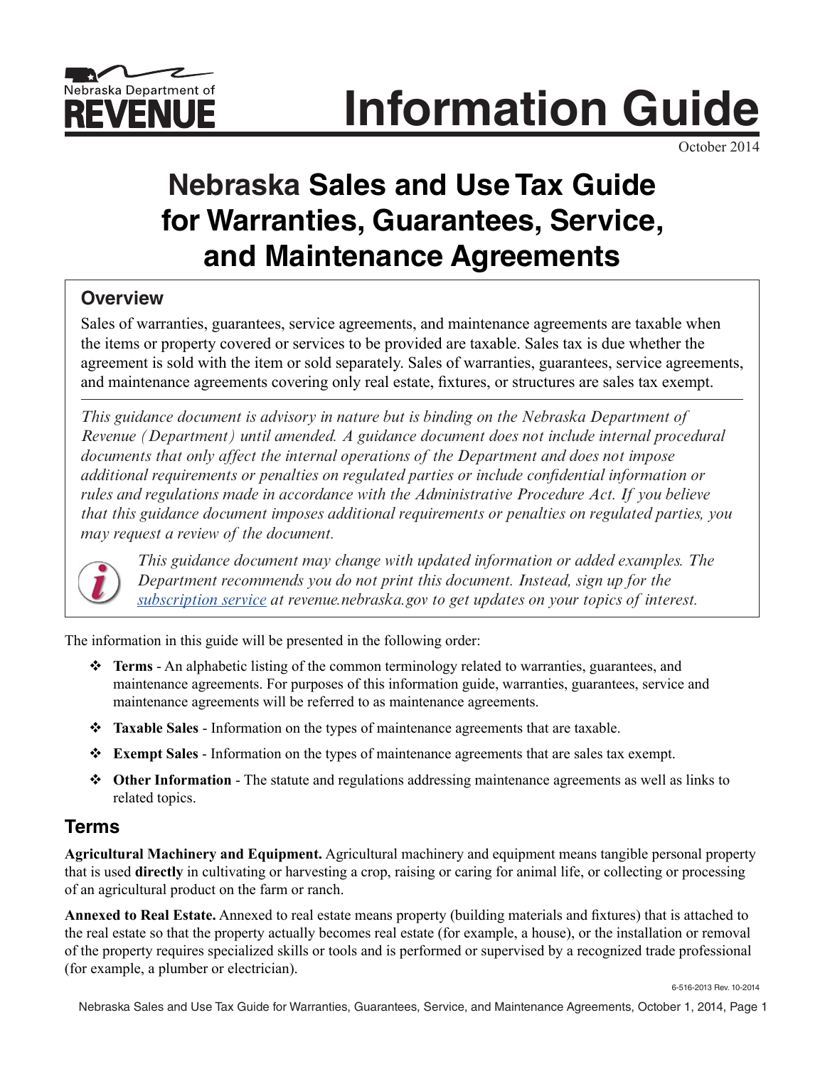Nebraska Department of
# REVENUE

# Information Guide

October 2014

## Nebraska Sales and Use Tax Guide for Warranties, Guarantees, Service, and Maintenance Agreements

### Overview

Sales of warranties, guarantees, service agreements, and maintenance agreements are taxable when the items or property covered or services to be provided are taxable. Sales tax is due whether the agreement is sold with the item or sold separately. Sales of warranties, guarantees, service agreements, and maintenance agreements covering only real estate, fixtures, or structures are sales tax exempt.

*This guidance document is advisory in nature but is binding on the Nebraska Department of Revenue (Department) until amended. A guidance document does not include internal procedural documents that only affect the internal operations of the Department and does not impose additional requirements or penalties on regulated parties or include confidential information or rules and regulations made in accordance with the Administrative Procedure Act. If you believe that this guidance document imposes additional requirements or penalties on regulated parties, you may request a review of the document.*

*This guidance document may change with updated information or added examples. The Department recommends you do not print this document. Instead, sign up for the subscription service at revenue.nebraska.gov to get updates on your topics of interest.*

The information in this guide will be presented in the following order:

- **Terms** - An alphabetic listing of the common terminology related to warranties, guarantees, and maintenance agreements. For purposes of this information guide, warranties, guarantees, service and maintenance agreements will be referred to as maintenance agreements.
- **Taxable Sales** - Information on the types of maintenance agreements that are taxable.
- **Exempt Sales** - Information on the types of maintenance agreements that are sales tax exempt.
- **Other Information** - The statute and regulations addressing maintenance agreements as well as links to related topics.

## Terms

**Agricultural Machinery and Equipment.** Agricultural machinery and equipment means tangible personal property that is used **directly** in cultivating or harvesting a crop, raising or caring for animal life, or collecting or processing of an agricultural product on the farm or ranch.

**Annexed to Real Estate.** Annexed to real estate means property (building materials and fixtures) that is attached to the real estate so that the property actually becomes real estate (for example, a house), or the installation or removal of the property requires specialized skills or tools and is performed or supervised by a recognized trade professional (for example, a plumber or electrician).

6-516-2013 Rev. 10-2014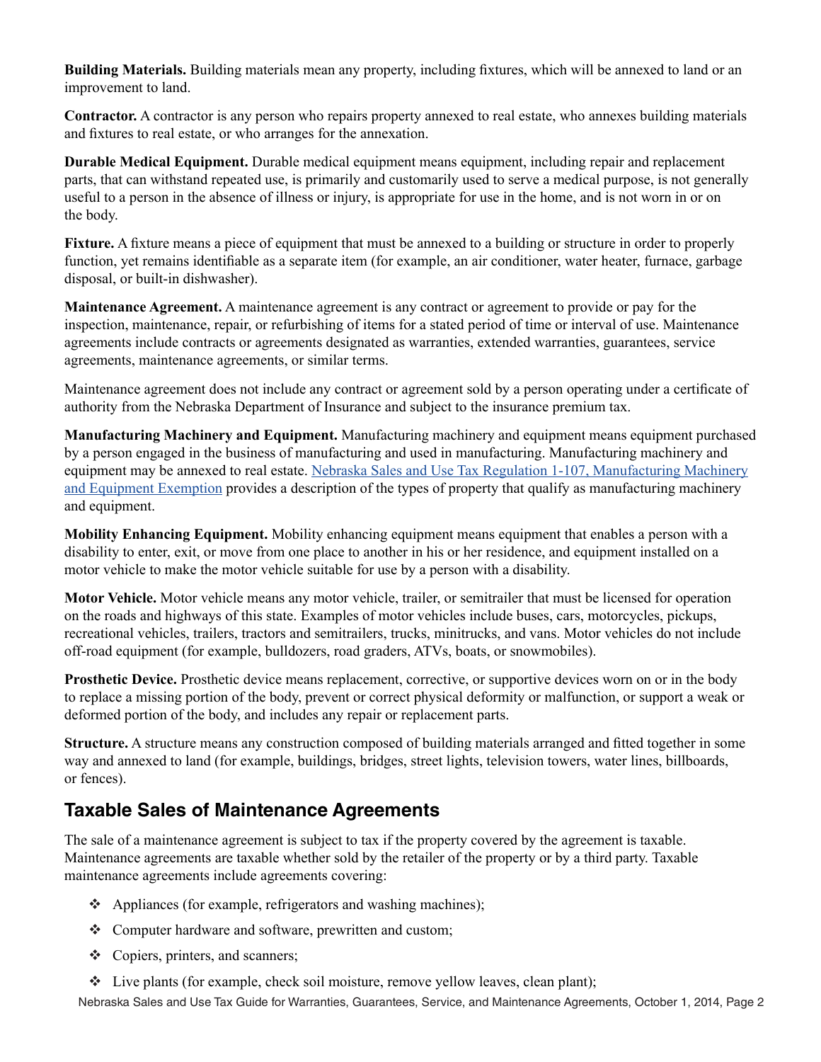**Building Materials.** Building materials mean any property, including fixtures, which will be annexed to land or an improvement to land.

**Contractor.** A contractor is any person who repairs property annexed to real estate, who annexes building materials and fixtures to real estate, or who arranges for the annexation.

**Durable Medical Equipment.** Durable medical equipment means equipment, including repair and replacement parts, that can withstand repeated use, is primarily and customarily used to serve a medical purpose, is not generally useful to a person in the absence of illness or injury, is appropriate for use in the home, and is not worn in or on the body.

**Fixture.** A fixture means a piece of equipment that must be annexed to a building or structure in order to properly function, yet remains identifiable as a separate item (for example, an air conditioner, water heater, furnace, garbage disposal, or built-in dishwasher).

**Maintenance Agreement.** A maintenance agreement is any contract or agreement to provide or pay for the inspection, maintenance, repair, or refurbishing of items for a stated period of time or interval of use. Maintenance agreements include contracts or agreements designated as warranties, extended warranties, guarantees, service agreements, maintenance agreements, or similar terms.

Maintenance agreement does not include any contract or agreement sold by a person operating under a certificate of authority from the Nebraska Department of Insurance and subject to the insurance premium tax.

**Manufacturing Machinery and Equipment.** Manufacturing machinery and equipment means equipment purchased by a person engaged in the business of manufacturing and used in manufacturing. Manufacturing machinery and equipment may be annexed to real estate. Nebraska Sales and Use Tax Regulation 1-107, Manufacturing Machinery and Equipment Exemption provides a description of the types of property that qualify as manufacturing machinery and equipment.

**Mobility Enhancing Equipment.** Mobility enhancing equipment means equipment that enables a person with a disability to enter, exit, or move from one place to another in his or her residence, and equipment installed on a motor vehicle to make the motor vehicle suitable for use by a person with a disability.

**Motor Vehicle.** Motor vehicle means any motor vehicle, trailer, or semitrailer that must be licensed for operation on the roads and highways of this state. Examples of motor vehicles include buses, cars, motorcycles, pickups, recreational vehicles, trailers, tractors and semitrailers, trucks, minitrucks, and vans. Motor vehicles do not include off-road equipment (for example, bulldozers, road graders, ATVs, boats, or snowmobiles).

**Prosthetic Device.** Prosthetic device means replacement, corrective, or supportive devices worn on or in the body to replace a missing portion of the body, prevent or correct physical deformity or malfunction, or support a weak or deformed portion of the body, and includes any repair or replacement parts.

**Structure.** A structure means any construction composed of building materials arranged and fitted together in some way and annexed to land (for example, buildings, bridges, street lights, television towers, water lines, billboards, or fences).

## Taxable Sales of Maintenance Agreements

The sale of a maintenance agreement is subject to tax if the property covered by the agreement is taxable. Maintenance agreements are taxable whether sold by the retailer of the property or by a third party. Taxable maintenance agreements include agreements covering:

- Appliances (for example, refrigerators and washing machines);
- Computer hardware and software, prewritten and custom;
- Copiers, printers, and scanners;
- Live plants (for example, check soil moisture, remove yellow leaves, clean plant);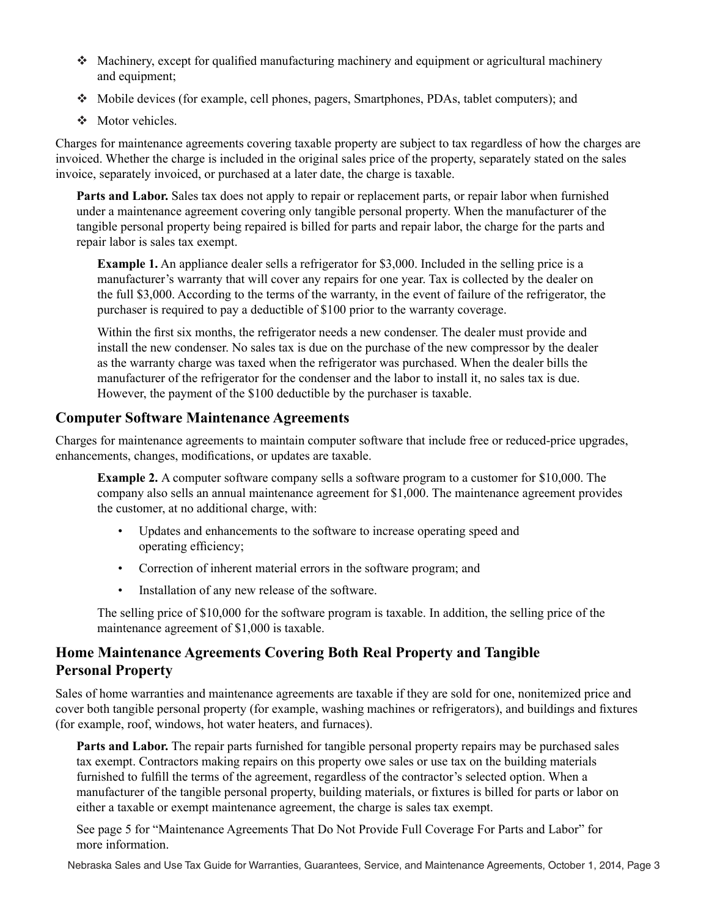- Machinery, except for qualified manufacturing machinery and equipment or agricultural machinery and equipment;
- Mobile devices (for example, cell phones, pagers, Smartphones, PDAs, tablet computers); and
- Motor vehicles.

Charges for maintenance agreements covering taxable property are subject to tax regardless of how the charges are invoiced. Whether the charge is included in the original sales price of the property, separately stated on the sales invoice, separately invoiced, or purchased at a later date, the charge is taxable.

**Parts and Labor.** Sales tax does not apply to repair or replacement parts, or repair labor when furnished under a maintenance agreement covering only tangible personal property. When the manufacturer of the tangible personal property being repaired is billed for parts and repair labor, the charge for the parts and repair labor is sales tax exempt.

**Example 1.** An appliance dealer sells a refrigerator for $3,000. Included in the selling price is a manufacturer's warranty that will cover any repairs for one year. Tax is collected by the dealer on the full $3,000. According to the terms of the warranty, in the event of failure of the refrigerator, the purchaser is required to pay a deductible of $100 prior to the warranty coverage.

Within the first six months, the refrigerator needs a new condenser. The dealer must provide and install the new condenser. No sales tax is due on the purchase of the new compressor by the dealer as the warranty charge was taxed when the refrigerator was purchased. When the dealer bills the manufacturer of the refrigerator for the condenser and the labor to install it, no sales tax is due. However, the payment of the $100 deductible by the purchaser is taxable.

## Computer Software Maintenance Agreements

Charges for maintenance agreements to maintain computer software that include free or reduced-price upgrades, enhancements, changes, modifications, or updates are taxable.

**Example 2.** A computer software company sells a software program to a customer for $10,000. The company also sells an annual maintenance agreement for $1,000. The maintenance agreement provides the customer, at no additional charge, with:

- Updates and enhancements to the software to increase operating speed and operating efficiency;
- Correction of inherent material errors in the software program; and
- Installation of any new release of the software.

The selling price of $10,000 for the software program is taxable. In addition, the selling price of the maintenance agreement of $1,000 is taxable.

## Home Maintenance Agreements Covering Both Real Property and Tangible Personal Property

Sales of home warranties and maintenance agreements are taxable if they are sold for one, nonitemized price and cover both tangible personal property (for example, washing machines or refrigerators), and buildings and fixtures (for example, roof, windows, hot water heaters, and furnaces).

**Parts and Labor.** The repair parts furnished for tangible personal property repairs may be purchased sales tax exempt. Contractors making repairs on this property owe sales or use tax on the building materials furnished to fulfill the terms of the agreement, regardless of the contractor's selected option. When a manufacturer of the tangible personal property, building materials, or fixtures is billed for parts or labor on either a taxable or exempt maintenance agreement, the charge is sales tax exempt.

See page 5 for "Maintenance Agreements That Do Not Provide Full Coverage For Parts and Labor" for more information.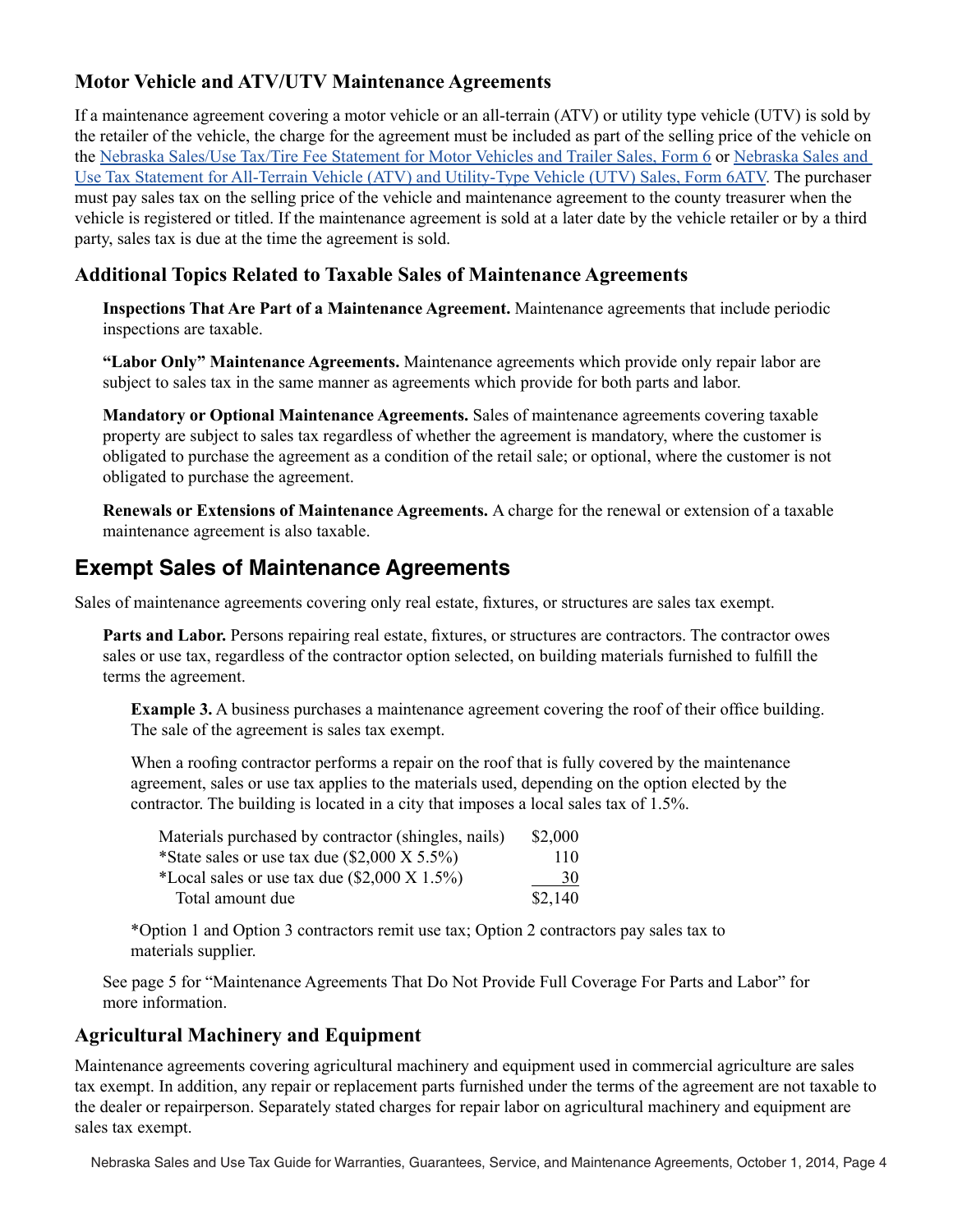### Motor Vehicle and ATV/UTV Maintenance Agreements

If a maintenance agreement covering a motor vehicle or an all-terrain (ATV) or utility type vehicle (UTV) is sold by the retailer of the vehicle, the charge for the agreement must be included as part of the selling price of the vehicle on the Nebraska Sales/Use Tax/Tire Fee Statement for Motor Vehicles and Trailer Sales, Form 6 or Nebraska Sales and Use Tax Statement for All-Terrain Vehicle (ATV) and Utility-Type Vehicle (UTV) Sales, Form 6ATV. The purchaser must pay sales tax on the selling price of the vehicle and maintenance agreement to the county treasurer when the vehicle is registered or titled. If the maintenance agreement is sold at a later date by the vehicle retailer or by a third party, sales tax is due at the time the agreement is sold.

### Additional Topics Related to Taxable Sales of Maintenance Agreements

**Inspections That Are Part of a Maintenance Agreement.** Maintenance agreements that include periodic inspections are taxable.

**"Labor Only" Maintenance Agreements.** Maintenance agreements which provide only repair labor are subject to sales tax in the same manner as agreements which provide for both parts and labor.

**Mandatory or Optional Maintenance Agreements.** Sales of maintenance agreements covering taxable property are subject to sales tax regardless of whether the agreement is mandatory, where the customer is obligated to purchase the agreement as a condition of the retail sale; or optional, where the customer is not obligated to purchase the agreement.

**Renewals or Extensions of Maintenance Agreements.** A charge for the renewal or extension of a taxable maintenance agreement is also taxable.

## Exempt Sales of Maintenance Agreements

Sales of maintenance agreements covering only real estate, fixtures, or structures are sales tax exempt.

**Parts and Labor.** Persons repairing real estate, fixtures, or structures are contractors. The contractor owes sales or use tax, regardless of the contractor option selected, on building materials furnished to fulfill the terms the agreement.

**Example 3.** A business purchases a maintenance agreement covering the roof of their office building. The sale of the agreement is sales tax exempt.

When a roofing contractor performs a repair on the roof that is fully covered by the maintenance agreement, sales or use tax applies to the materials used, depending on the option elected by the contractor. The building is located in a city that imposes a local sales tax of 1.5%.

| | |
|---|---|
| Materials purchased by contractor (shingles, nails) | $2,000 |
| *State sales or use tax due ($2,000 X 5.5%) | 110 |
| *Local sales or use tax due ($2,000 X 1.5%) | 30 |
| Total amount due | $2,140 |

*Option 1 and Option 3 contractors remit use tax; Option 2 contractors pay sales tax to materials supplier.

See page 5 for "Maintenance Agreements That Do Not Provide Full Coverage For Parts and Labor" for more information.

### Agricultural Machinery and Equipment

Maintenance agreements covering agricultural machinery and equipment used in commercial agriculture are sales tax exempt. In addition, any repair or replacement parts furnished under the terms of the agreement are not taxable to the dealer or repairperson. Separately stated charges for repair labor on agricultural machinery and equipment are sales tax exempt.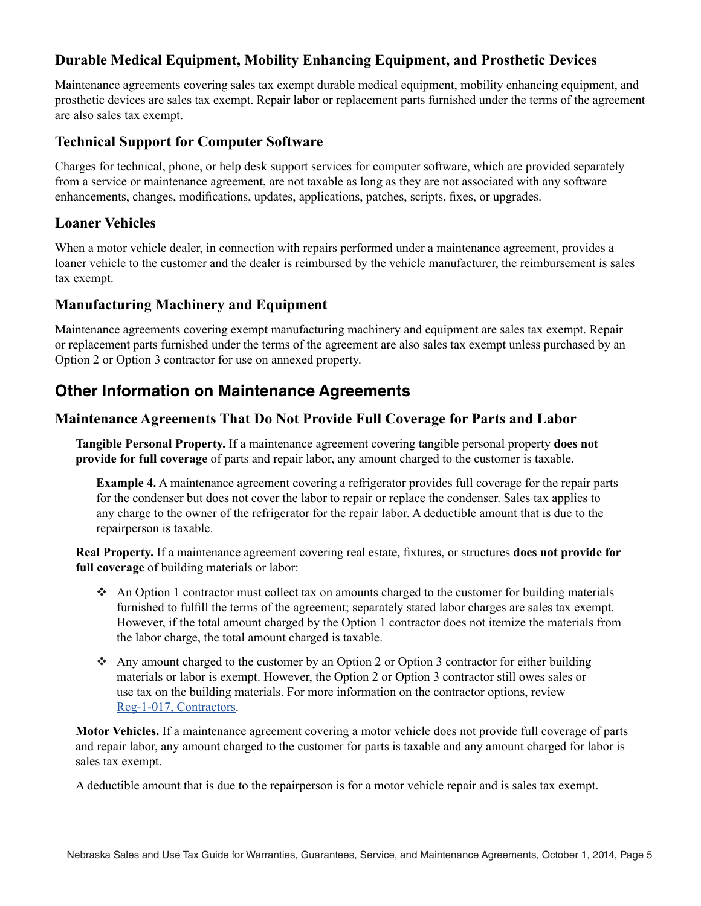### Durable Medical Equipment, Mobility Enhancing Equipment, and Prosthetic Devices

Maintenance agreements covering sales tax exempt durable medical equipment, mobility enhancing equipment, and prosthetic devices are sales tax exempt. Repair labor or replacement parts furnished under the terms of the agreement are also sales tax exempt.

### Technical Support for Computer Software

Charges for technical, phone, or help desk support services for computer software, which are provided separately from a service or maintenance agreement, are not taxable as long as they are not associated with any software enhancements, changes, modifications, updates, applications, patches, scripts, fixes, or upgrades.

### Loaner Vehicles

When a motor vehicle dealer, in connection with repairs performed under a maintenance agreement, provides a loaner vehicle to the customer and the dealer is reimbursed by the vehicle manufacturer, the reimbursement is sales tax exempt.

### Manufacturing Machinery and Equipment

Maintenance agreements covering exempt manufacturing machinery and equipment are sales tax exempt. Repair or replacement parts furnished under the terms of the agreement are also sales tax exempt unless purchased by an Option 2 or Option 3 contractor for use on annexed property.

## Other Information on Maintenance Agreements

### Maintenance Agreements That Do Not Provide Full Coverage for Parts and Labor

**Tangible Personal Property.** If a maintenance agreement covering tangible personal property **does not provide for full coverage** of parts and repair labor, any amount charged to the customer is taxable.

**Example 4.** A maintenance agreement covering a refrigerator provides full coverage for the repair parts for the condenser but does not cover the labor to repair or replace the condenser. Sales tax applies to any charge to the owner of the refrigerator for the repair labor. A deductible amount that is due to the repairperson is taxable.

**Real Property.** If a maintenance agreement covering real estate, fixtures, or structures **does not provide for full coverage** of building materials or labor:

- An Option 1 contractor must collect tax on amounts charged to the customer for building materials furnished to fulfill the terms of the agreement; separately stated labor charges are sales tax exempt. However, if the total amount charged by the Option 1 contractor does not itemize the materials from the labor charge, the total amount charged is taxable.
- Any amount charged to the customer by an Option 2 or Option 3 contractor for either building materials or labor is exempt. However, the Option 2 or Option 3 contractor still owes sales or use tax on the building materials. For more information on the contractor options, review Reg-1-017, Contractors.

**Motor Vehicles.** If a maintenance agreement covering a motor vehicle does not provide full coverage of parts and repair labor, any amount charged to the customer for parts is taxable and any amount charged for labor is sales tax exempt.

A deductible amount that is due to the repairperson is for a motor vehicle repair and is sales tax exempt.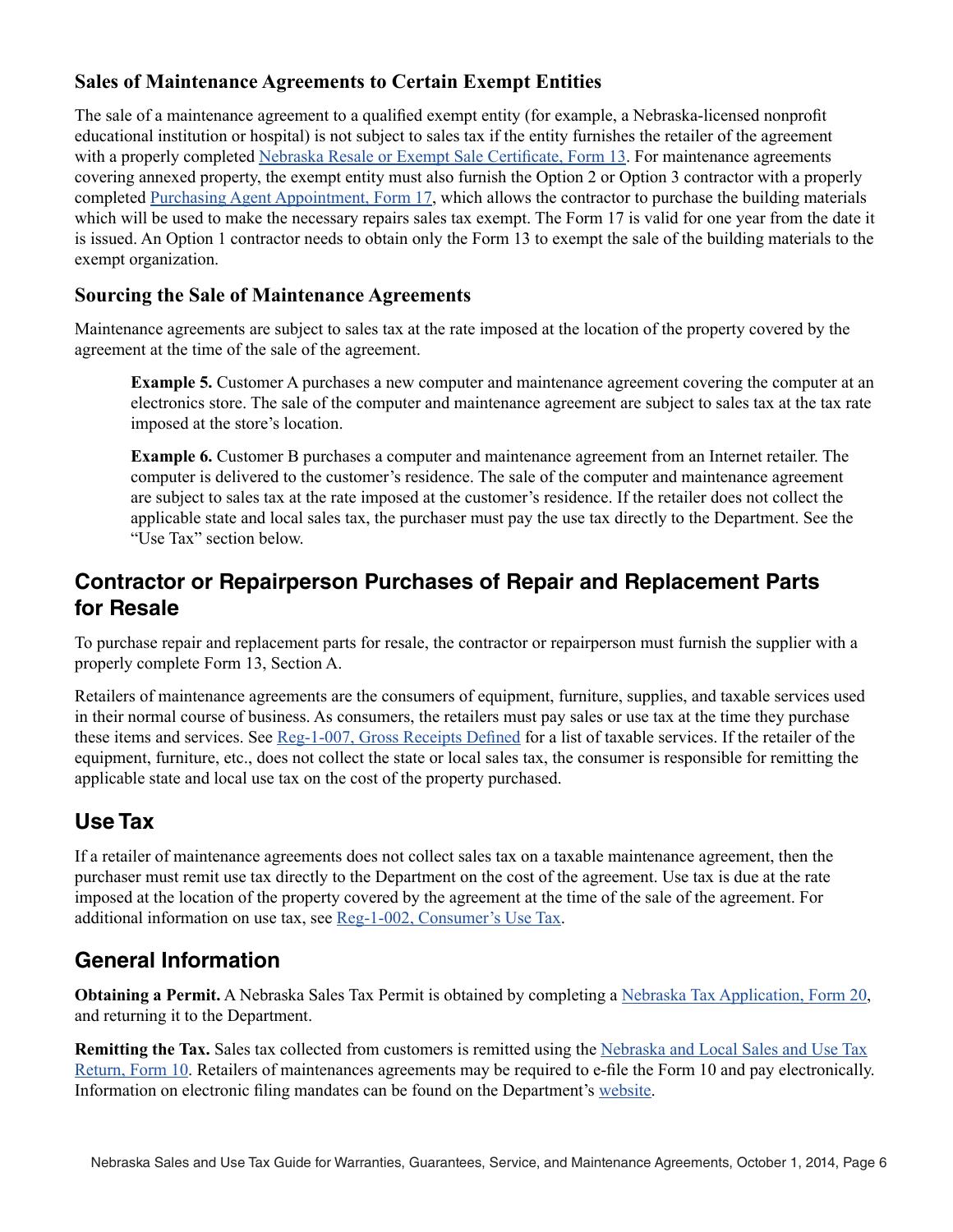### Sales of Maintenance Agreements to Certain Exempt Entities

The sale of a maintenance agreement to a qualified exempt entity (for example, a Nebraska-licensed nonprofit educational institution or hospital) is not subject to sales tax if the entity furnishes the retailer of the agreement with a properly completed Nebraska Resale or Exempt Sale Certificate, Form 13. For maintenance agreements covering annexed property, the exempt entity must also furnish the Option 2 or Option 3 contractor with a properly completed Purchasing Agent Appointment, Form 17, which allows the contractor to purchase the building materials which will be used to make the necessary repairs sales tax exempt. The Form 17 is valid for one year from the date it is issued. An Option 1 contractor needs to obtain only the Form 13 to exempt the sale of the building materials to the exempt organization.

### Sourcing the Sale of Maintenance Agreements

Maintenance agreements are subject to sales tax at the rate imposed at the location of the property covered by the agreement at the time of the sale of the agreement.

> **Example 5.** Customer A purchases a new computer and maintenance agreement covering the computer at an electronics store. The sale of the computer and maintenance agreement are subject to sales tax at the tax rate imposed at the store's location.

> **Example 6.** Customer B purchases a computer and maintenance agreement from an Internet retailer. The computer is delivered to the customer's residence. The sale of the computer and maintenance agreement are subject to sales tax at the rate imposed at the customer's residence. If the retailer does not collect the applicable state and local sales tax, the purchaser must pay the use tax directly to the Department. See the "Use Tax" section below.

## Contractor or Repairperson Purchases of Repair and Replacement Parts for Resale

To purchase repair and replacement parts for resale, the contractor or repairperson must furnish the supplier with a properly complete Form 13, Section A.

Retailers of maintenance agreements are the consumers of equipment, furniture, supplies, and taxable services used in their normal course of business. As consumers, the retailers must pay sales or use tax at the time they purchase these items and services. See Reg-1-007, Gross Receipts Defined for a list of taxable services. If the retailer of the equipment, furniture, etc., does not collect the state or local sales tax, the consumer is responsible for remitting the applicable state and local use tax on the cost of the property purchased.

## Use Tax

If a retailer of maintenance agreements does not collect sales tax on a taxable maintenance agreement, then the purchaser must remit use tax directly to the Department on the cost of the agreement. Use tax is due at the rate imposed at the location of the property covered by the agreement at the time of the sale of the agreement. For additional information on use tax, see Reg-1-002, Consumer's Use Tax.

## General Information

**Obtaining a Permit.** A Nebraska Sales Tax Permit is obtained by completing a Nebraska Tax Application, Form 20, and returning it to the Department.

**Remitting the Tax.** Sales tax collected from customers is remitted using the Nebraska and Local Sales and Use Tax Return, Form 10. Retailers of maintenances agreements may be required to e-file the Form 10 and pay electronically. Information on electronic filing mandates can be found on the Department's website.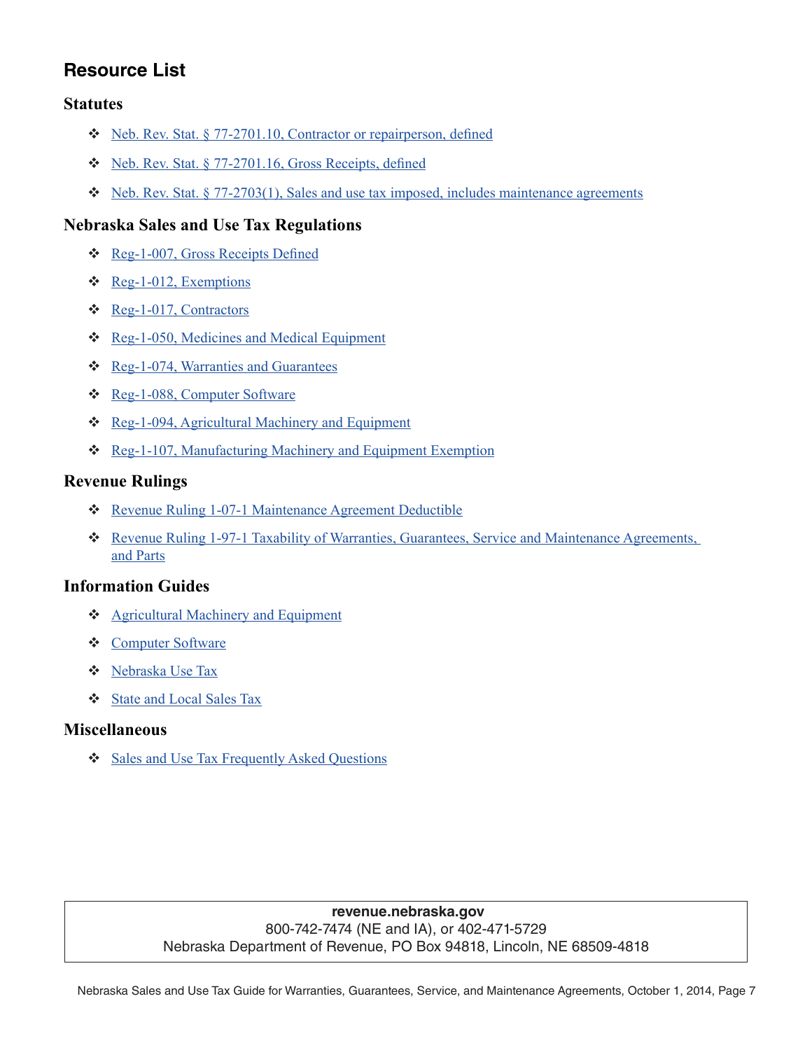## Resource List

### Statutes

- Neb. Rev. Stat. § 77-2701.10, Contractor or repairperson, defined
- Neb. Rev. Stat. § 77-2701.16, Gross Receipts, defined
- Neb. Rev. Stat. § 77-2703(1), Sales and use tax imposed, includes maintenance agreements

### Nebraska Sales and Use Tax Regulations

- Reg-1-007, Gross Receipts Defined
- Reg-1-012, Exemptions
- Reg-1-017, Contractors
- Reg-1-050, Medicines and Medical Equipment
- Reg-1-074, Warranties and Guarantees
- Reg-1-088, Computer Software
- Reg-1-094, Agricultural Machinery and Equipment
- Reg-1-107, Manufacturing Machinery and Equipment Exemption

### Revenue Rulings

- Revenue Ruling 1-07-1 Maintenance Agreement Deductible
- Revenue Ruling 1-97-1 Taxability of Warranties, Guarantees, Service and Maintenance Agreements, and Parts

### Information Guides

- Agricultural Machinery and Equipment
- Computer Software
- Nebraska Use Tax
- State and Local Sales Tax

### Miscellaneous

- Sales and Use Tax Frequently Asked Questions

**revenue.nebraska.gov**
800-742-7474 (NE and IA), or 402-471-5729
Nebraska Department of Revenue, PO Box 94818, Lincoln, NE 68509-4818